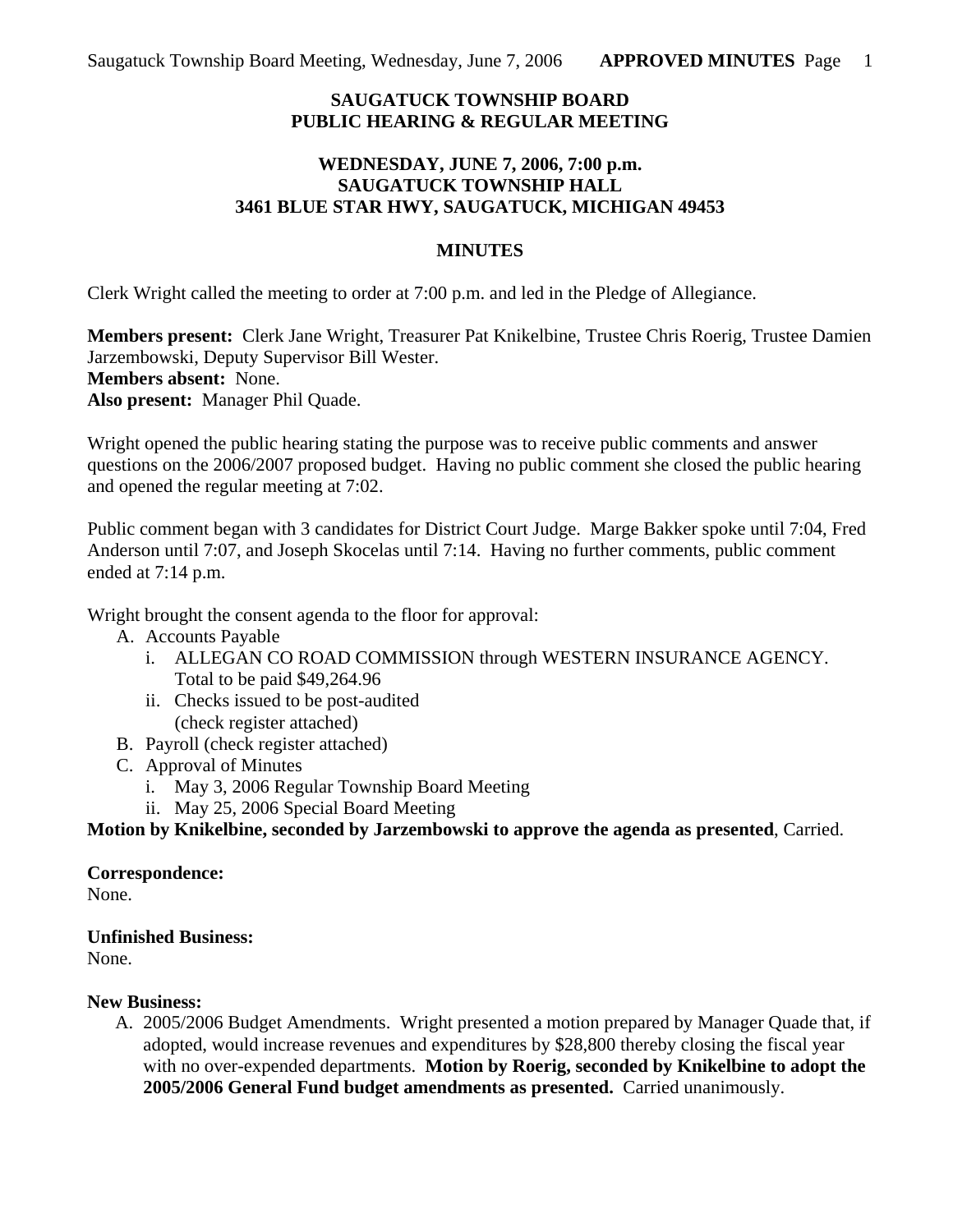**SAUGATUCK TOWNSHIP BOARD**
**PUBLIC HEARING & REGULAR MEETING**

**WEDNESDAY, JUNE 7, 2006, 7:00 p.m.**
**SAUGATUCK TOWNSHIP HALL**
**3461 BLUE STAR HWY, SAUGATUCK, MICHIGAN 49453**

## MINUTES

Clerk Wright called the meeting to order at 7:00 p.m. and led in the Pledge of Allegiance.

**Members present:** Clerk Jane Wright, Treasurer Pat Knikelbine, Trustee Chris Roerig, Trustee Damien Jarzembowski, Deputy Supervisor Bill Wester.
**Members absent:** None.
**Also present:** Manager Phil Quade.

Wright opened the public hearing stating the purpose was to receive public comments and answer questions on the 2006/2007 proposed budget. Having no public comment she closed the public hearing and opened the regular meeting at 7:02.

Public comment began with 3 candidates for District Court Judge. Marge Bakker spoke until 7:04, Fred Anderson until 7:07, and Joseph Skocelas until 7:14. Having no further comments, public comment ended at 7:14 p.m.

Wright brought the consent agenda to the floor for approval:

A. Accounts Payable
   i. ALLEGAN CO ROAD COMMISSION through WESTERN INSURANCE AGENCY. Total to be paid $49,264.96
   ii. Checks issued to be post-audited (check register attached)
B. Payroll (check register attached)
C. Approval of Minutes
   i. May 3, 2006 Regular Township Board Meeting
   ii. May 25, 2006 Special Board Meeting

**Motion by Knikelbine, seconded by Jarzembowski to approve the agenda as presented**, Carried.

**Correspondence:**
None.

**Unfinished Business:**
None.

**New Business:**

A. 2005/2006 Budget Amendments. Wright presented a motion prepared by Manager Quade that, if adopted, would increase revenues and expenditures by $28,800 thereby closing the fiscal year with no over-expended departments. **Motion by Roerig, seconded by Knikelbine to adopt the 2005/2006 General Fund budget amendments as presented.** Carried unanimously.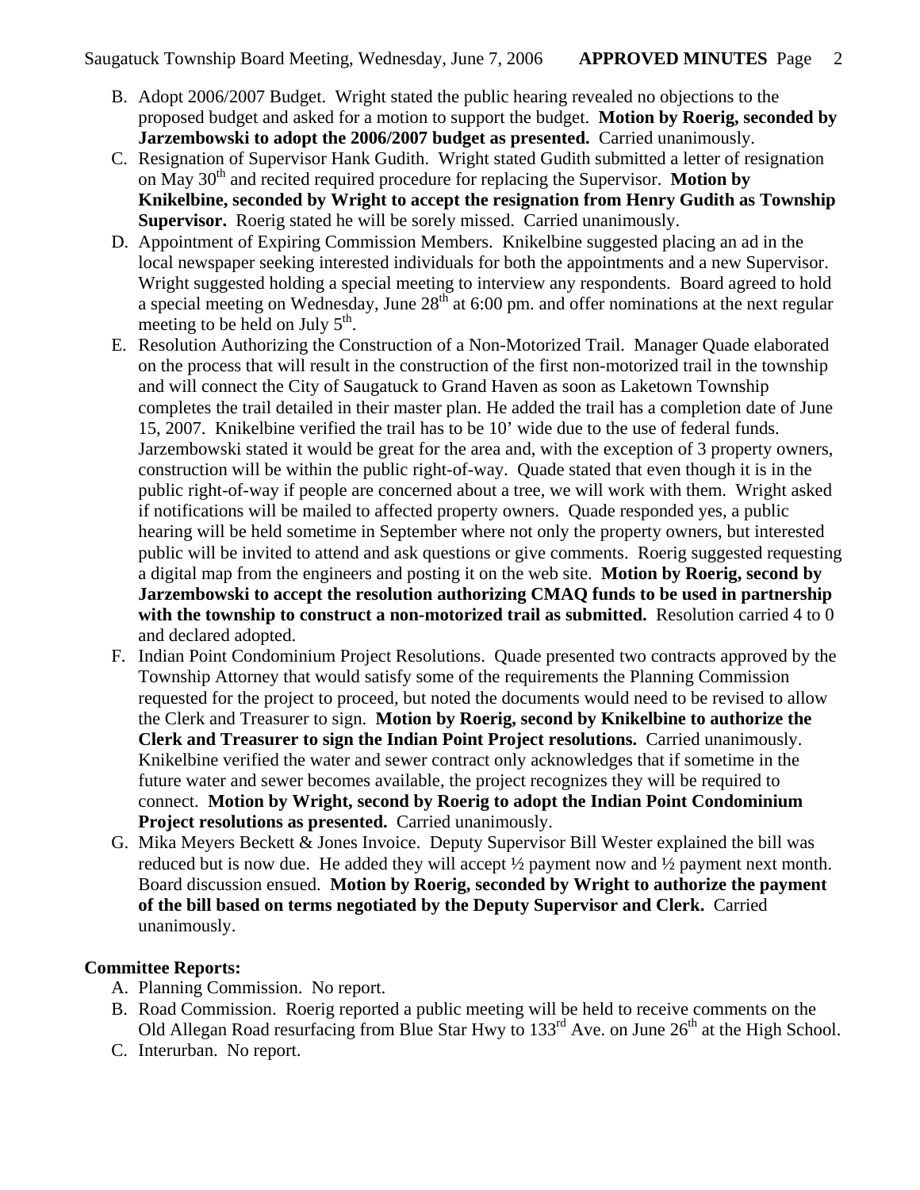B. Adopt 2006/2007 Budget. Wright stated the public hearing revealed no objections to the proposed budget and asked for a motion to support the budget. **Motion by Roerig, seconded by Jarzembowski to adopt the 2006/2007 budget as presented.** Carried unanimously.

C. Resignation of Supervisor Hank Gudith. Wright stated Gudith submitted a letter of resignation on May 30th and recited required procedure for replacing the Supervisor. **Motion by Knikelbine, seconded by Wright to accept the resignation from Henry Gudith as Township Supervisor.** Roerig stated he will be sorely missed. Carried unanimously.

D. Appointment of Expiring Commission Members. Knikelbine suggested placing an ad in the local newspaper seeking interested individuals for both the appointments and a new Supervisor. Wright suggested holding a special meeting to interview any respondents. Board agreed to hold a special meeting on Wednesday, June 28th at 6:00 pm. and offer nominations at the next regular meeting to be held on July 5th.

E. Resolution Authorizing the Construction of a Non-Motorized Trail. Manager Quade elaborated on the process that will result in the construction of the first non-motorized trail in the township and will connect the City of Saugatuck to Grand Haven as soon as Laketown Township completes the trail detailed in their master plan. He added the trail has a completion date of June 15, 2007. Knikelbine verified the trail has to be 10' wide due to the use of federal funds. Jarzembowski stated it would be great for the area and, with the exception of 3 property owners, construction will be within the public right-of-way. Quade stated that even though it is in the public right-of-way if people are concerned about a tree, we will work with them. Wright asked if notifications will be mailed to affected property owners. Quade responded yes, a public hearing will be held sometime in September where not only the property owners, but interested public will be invited to attend and ask questions or give comments. Roerig suggested requesting a digital map from the engineers and posting it on the web site. **Motion by Roerig, second by Jarzembowski to accept the resolution authorizing CMAQ funds to be used in partnership with the township to construct a non-motorized trail as submitted.** Resolution carried 4 to 0 and declared adopted.

F. Indian Point Condominium Project Resolutions. Quade presented two contracts approved by the Township Attorney that would satisfy some of the requirements the Planning Commission requested for the project to proceed, but noted the documents would need to be revised to allow the Clerk and Treasurer to sign. **Motion by Roerig, second by Knikelbine to authorize the Clerk and Treasurer to sign the Indian Point Project resolutions.** Carried unanimously. Knikelbine verified the water and sewer contract only acknowledges that if sometime in the future water and sewer becomes available, the project recognizes they will be required to connect. **Motion by Wright, second by Roerig to adopt the Indian Point Condominium Project resolutions as presented.** Carried unanimously.

G. Mika Meyers Beckett & Jones Invoice. Deputy Supervisor Bill Wester explained the bill was reduced but is now due. He added they will accept ½ payment now and ½ payment next month. Board discussion ensued. **Motion by Roerig, seconded by Wright to authorize the payment of the bill based on terms negotiated by the Deputy Supervisor and Clerk.** Carried unanimously.

**Committee Reports:**

A. Planning Commission. No report.

B. Road Commission. Roerig reported a public meeting will be held to receive comments on the Old Allegan Road resurfacing from Blue Star Hwy to 133rd Ave. on June 26th at the High School.

C. Interurban. No report.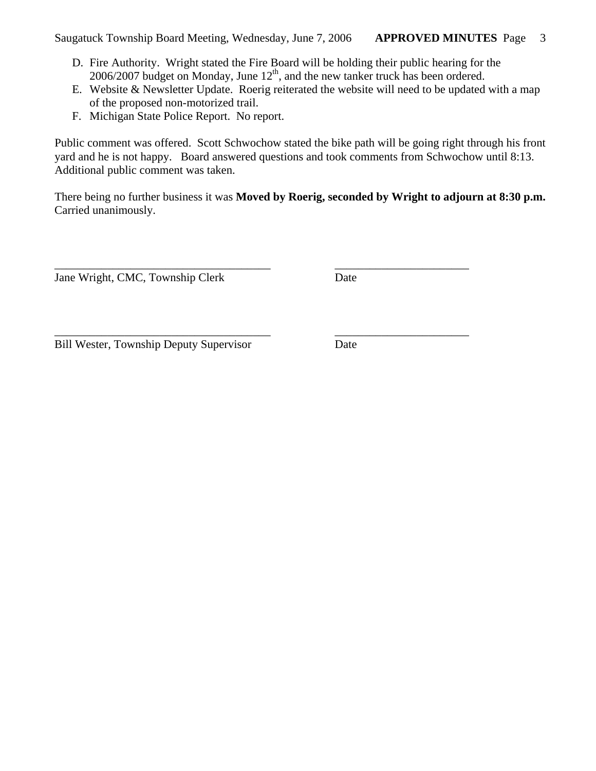D. Fire Authority. Wright stated the Fire Board will be holding their public hearing for the 2006/2007 budget on Monday, June 12th, and the new tanker truck has been ordered.
E. Website & Newsletter Update. Roerig reiterated the website will need to be updated with a map of the proposed non-motorized trail.
F. Michigan State Police Report. No report.

Public comment was offered. Scott Schwochow stated the bike path will be going right through his front yard and he is not happy. Board answered questions and took comments from Schwochow until 8:13. Additional public comment was taken.

There being no further business it was **Moved by Roerig, seconded by Wright to adjourn at 8:30 p.m.** Carried unanimously.

_____________________________________ _______________________

Jane Wright, CMC, Township Clerk Date

_____________________________________ _______________________

Bill Wester, Township Deputy Supervisor Date